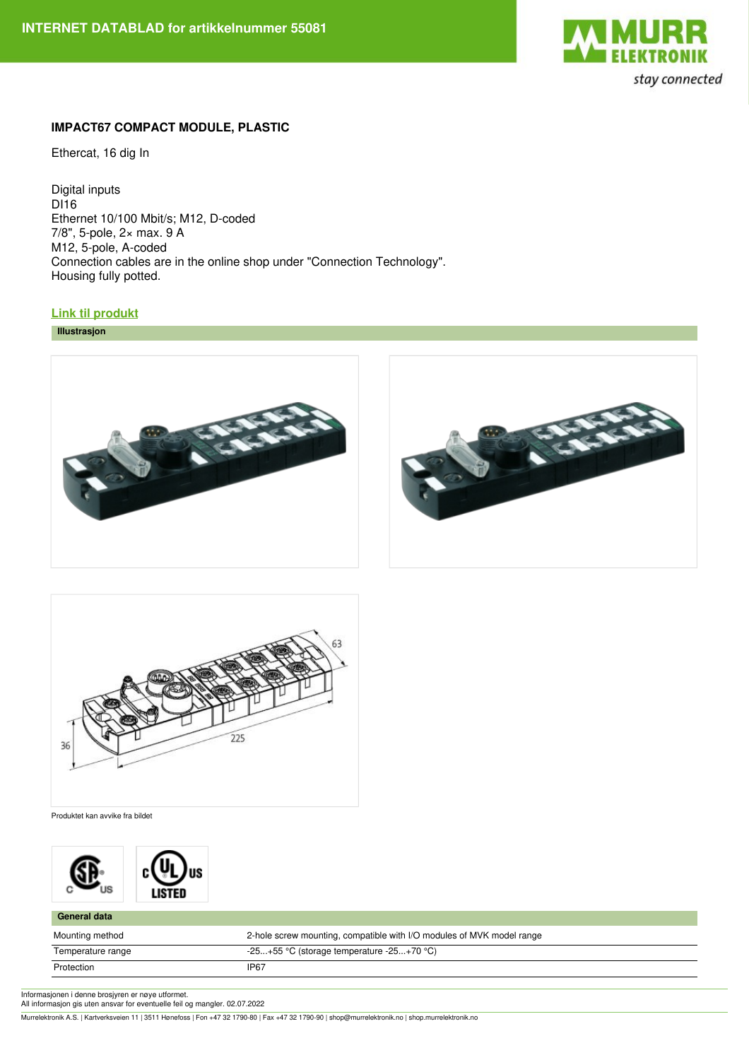INTERNET DATABLAD for artikkelnummer 55081

### IMPACT67 COMPACT MODULE, PLASTIC

Ethercat, 16 dig In

Digital inputs
DI16
Ethernet 10/100 Mbit/s; M12, D-coded
7/8", 5-pole, 2× max. 9 A
M12, 5-pole, A-coded
Connection cables are in the online shop under "Connection Technology".
Housing fully potted.

**Link til produkt**

**Illustrasjon**

Produktet kan avvike fra bildet

| General data | |
|---|---|
| Mounting method | 2-hole screw mounting, compatible with I/O modules of MVK model range |
| Temperature range | -25...+55 °C (storage temperature -25...+70 °C) |
| Protection | IP67 |

Informasjonen i denne brosjyren er nøye utformet.
All informasjon gis uten ansvar for eventuelle feil og mangler. 02.07.2022

Murrelektronik A.S. | Kartverksveien 11 | 3511 Hønefoss | Fon +47 32 1790-80 | Fax +47 32 1790-90 | shop@murrelektronik.no | shop.murrelektronik.no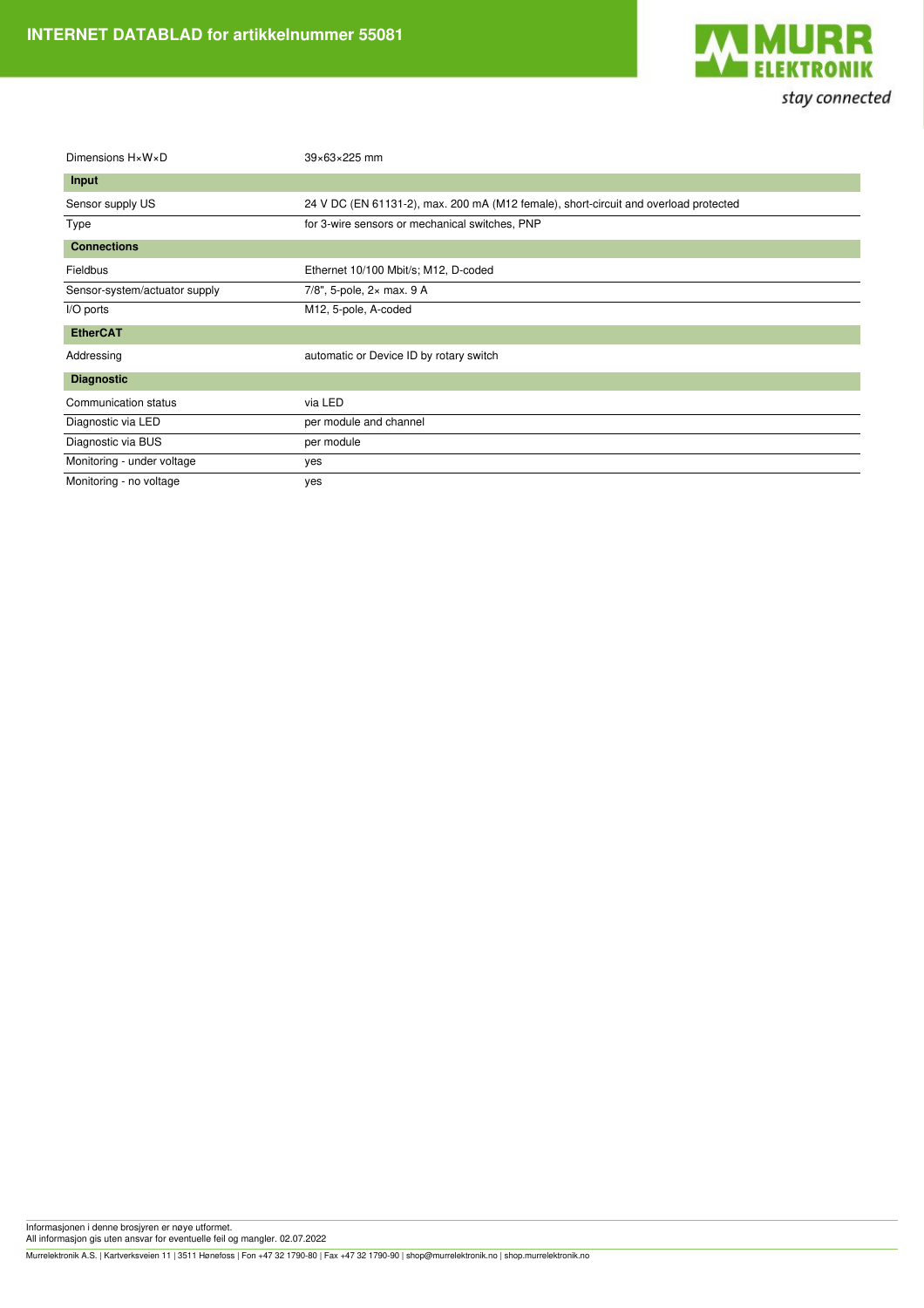| | |
|---|---|
| Dimensions H×W×D | 39×63×225 mm |
| **Input** | |
| Sensor supply US | 24 V DC (EN 61131-2), max. 200 mA (M12 female), short-circuit and overload protected |
| Type | for 3-wire sensors or mechanical switches, PNP |
| **Connections** | |
| Fieldbus | Ethernet 10/100 Mbit/s; M12, D-coded |
| Sensor-system/actuator supply | 7/8", 5-pole, 2× max. 9 A |
| I/O ports | M12, 5-pole, A-coded |
| **EtherCAT** | |
| Addressing | automatic or Device ID by rotary switch |
| **Diagnostic** | |
| Communication status | via LED |
| Diagnostic via LED | per module and channel |
| Diagnostic via BUS | per module |
| Monitoring - under voltage | yes |
| Monitoring - no voltage | yes |

Informasjonen i denne brosjyren er nøye utformet.
All informasjon gis uten ansvar for eventuelle feil og mangler. 02.07.2022

Murrelektronik A.S. | Kartverksveien 11 | 3511 Hønefoss | Fon +47 32 1790-80 | Fax +47 32 1790-90 | shop@murrelektronik.no | shop.murrelektronik.no